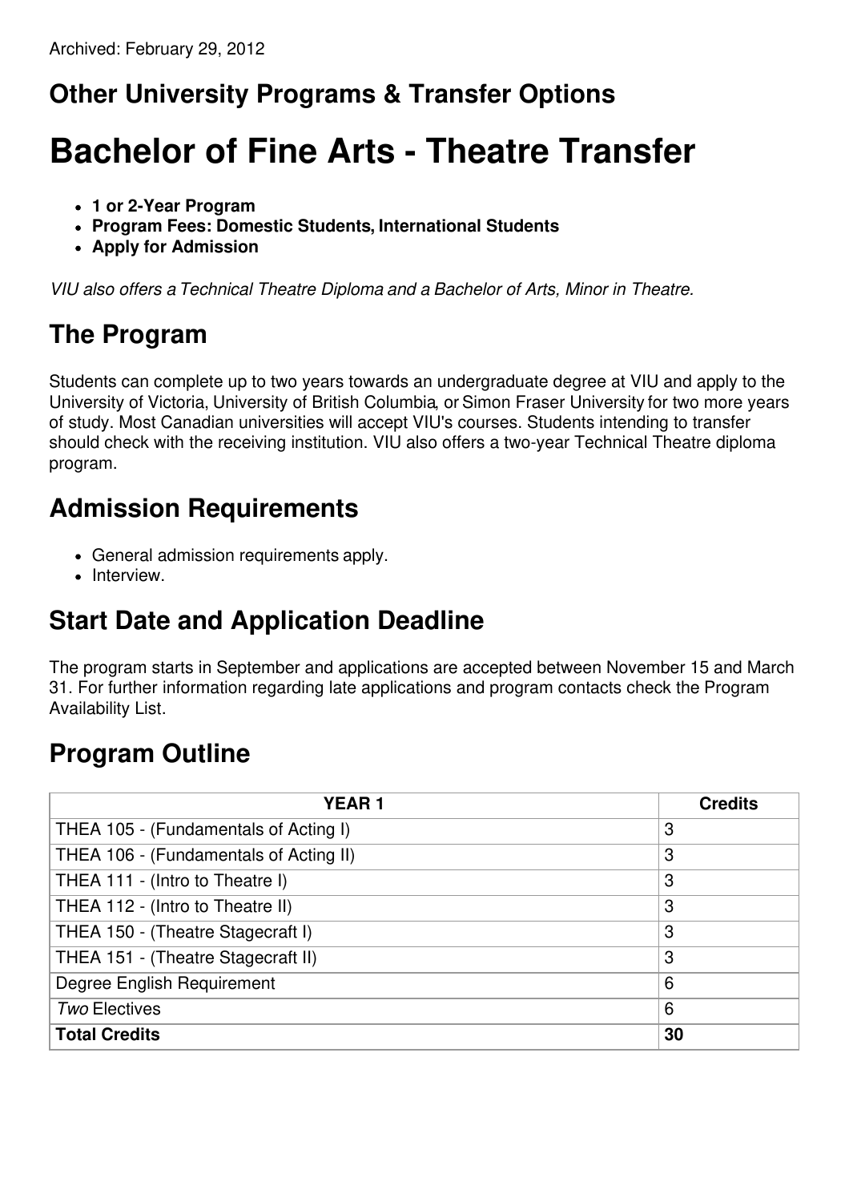Archived: February 29, 2012

## Other University Programs & Transfer Options

# Bachelor of Fine Arts - Theatre Transfer

- **1 or 2-Year Program**
- **Program Fees: Domestic Students, International Students**
- **Apply for Admission**

*VIU also offers a Technical Theatre Diploma and a Bachelor of Arts, Minor in Theatre.*

## The Program

Students can complete up to two years towards an undergraduate degree at VIU and apply to the University of Victoria, University of British Columbia, or Simon Fraser University for two more years of study. Most Canadian universities will accept VIU's courses. Students intending to transfer should check with the receiving institution. VIU also offers a two-year Technical Theatre diploma program.

## Admission Requirements

- General admission requirements apply.
- Interview.

## Start Date and Application Deadline

The program starts in September and applications are accepted between November 15 and March 31. For further information regarding late applications and program contacts check the Program Availability List.

## Program Outline

| YEAR 1 | Credits |
|---|---|
| THEA 105 - (Fundamentals of Acting I) | 3 |
| THEA 106 - (Fundamentals of Acting II) | 3 |
| THEA 111 - (Intro to Theatre I) | 3 |
| THEA 112 - (Intro to Theatre II) | 3 |
| THEA 150 - (Theatre Stagecraft I) | 3 |
| THEA 151 - (Theatre Stagecraft II) | 3 |
| Degree English Requirement | 6 |
| *Two* Electives | 6 |
| **Total Credits** | **30** |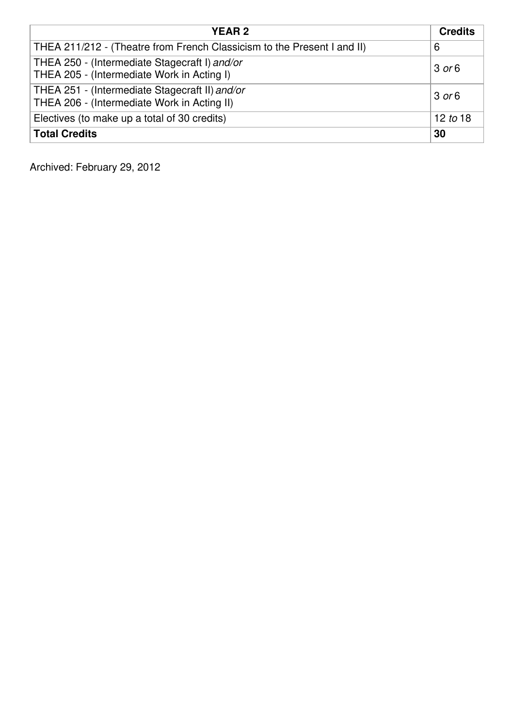| **YEAR 2** | **Credits** |
|---|---|
| THEA 211/212 - (Theatre from French Classicism to the Present I and II) | 6 |
| THEA 250 - (Intermediate Stagecraft I) *and/or* THEA 205 - (Intermediate Work in Acting I) | 3 *or* 6 |
| THEA 251 - (Intermediate Stagecraft II) *and/or* THEA 206 - (Intermediate Work in Acting II) | 3 *or* 6 |
| Electives (to make up a total of 30 credits) | 12 *to* 18 |
| **Total Credits** | **30** |

Archived: February 29, 2012